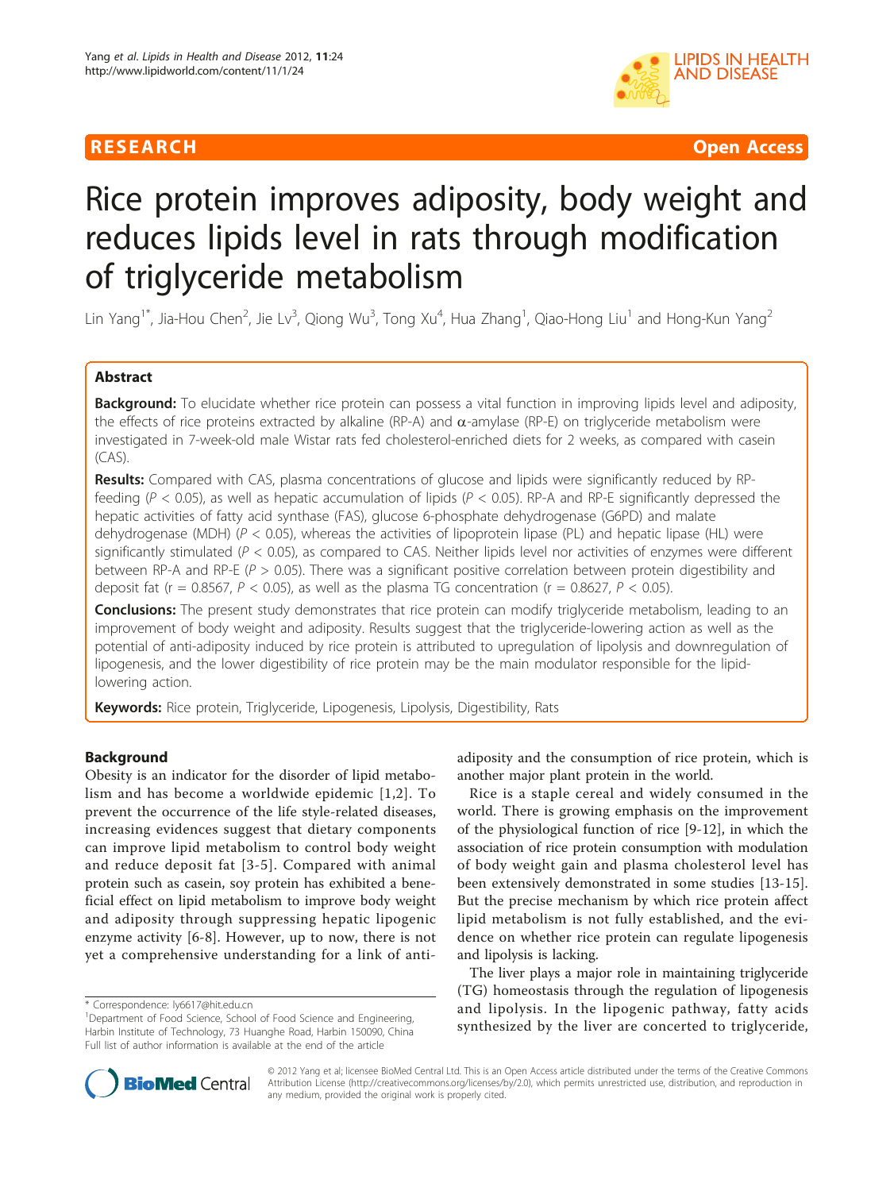**RESEARCH** **Open Access**

# Rice protein improves adiposity, body weight and reduces lipids level in rats through modification of triglyceride metabolism

Lin Yang[1*], Jia-Hou Chen[2], Jie Lv[3], Qiong Wu[3], Tong Xu[4], Hua Zhang[1], Qiao-Hong Liu[1] and Hong-Kun Yang[2]

## Abstract

**Background:** To elucidate whether rice protein can possess a vital function in improving lipids level and adiposity, the effects of rice proteins extracted by alkaline (RP-A) and α-amylase (RP-E) on triglyceride metabolism were investigated in 7-week-old male Wistar rats fed cholesterol-enriched diets for 2 weeks, as compared with casein (CAS).

**Results:** Compared with CAS, plasma concentrations of glucose and lipids were significantly reduced by RP-feeding ($P < 0.05$), as well as hepatic accumulation of lipids ($P < 0.05$). RP-A and RP-E significantly depressed the hepatic activities of fatty acid synthase (FAS), glucose 6-phosphate dehydrogenase (G6PD) and malate dehydrogenase (MDH) ($P < 0.05$), whereas the activities of lipoprotein lipase (PL) and hepatic lipase (HL) were significantly stimulated ($P < 0.05$), as compared to CAS. Neither lipids level nor activities of enzymes were different between RP-A and RP-E ($P > 0.05$). There was a significant positive correlation between protein digestibility and deposit fat ($r = 0.8567$, $P < 0.05$), as well as the plasma TG concentration ($r = 0.8627$, $P < 0.05$).

**Conclusions:** The present study demonstrates that rice protein can modify triglyceride metabolism, leading to an improvement of body weight and adiposity. Results suggest that the triglyceride-lowering action as well as the potential of anti-adiposity induced by rice protein is attributed to upregulation of lipolysis and downregulation of lipogenesis, and the lower digestibility of rice protein may be the main modulator responsible for the lipid-lowering action.

**Keywords:** Rice protein, Triglyceride, Lipogenesis, Lipolysis, Digestibility, Rats

## Background

Obesity is an indicator for the disorder of lipid metabolism and has become a worldwide epidemic [1,2]. To prevent the occurrence of the life style-related diseases, increasing evidences suggest that dietary components can improve lipid metabolism to control body weight and reduce deposit fat [3-5]. Compared with animal protein such as casein, soy protein has exhibited a beneficial effect on lipid metabolism to improve body weight and adiposity through suppressing hepatic lipogenic enzyme activity [6-8]. However, up to now, there is not yet a comprehensive understanding for a link of anti-adiposity and the consumption of rice protein, which is another major plant protein in the world.

Rice is a staple cereal and widely consumed in the world. There is growing emphasis on the improvement of the physiological function of rice [9-12], in which the association of rice protein consumption with modulation of body weight gain and plasma cholesterol level has been extensively demonstrated in some studies [13-15]. But the precise mechanism by which rice protein affect lipid metabolism is not fully established, and the evidence on whether rice protein can regulate lipogenesis and lipolysis is lacking.

The liver plays a major role in maintaining triglyceride (TG) homeostasis through the regulation of lipogenesis and lipolysis. In the lipogenic pathway, fatty acids synthesized by the liver are concerted to triglyceride,

\* Correspondence: ly6617@hit.edu.cn
[1]Department of Food Science, School of Food Science and Engineering, Harbin Institute of Technology, 73 Huanghe Road, Harbin 150090, China
Full list of author information is available at the end of the article

© 2012 Yang et al; licensee BioMed Central Ltd. This is an Open Access article distributed under the terms of the Creative Commons Attribution License (http://creativecommons.org/licenses/by/2.0), which permits unrestricted use, distribution, and reproduction in any medium, provided the original work is properly cited.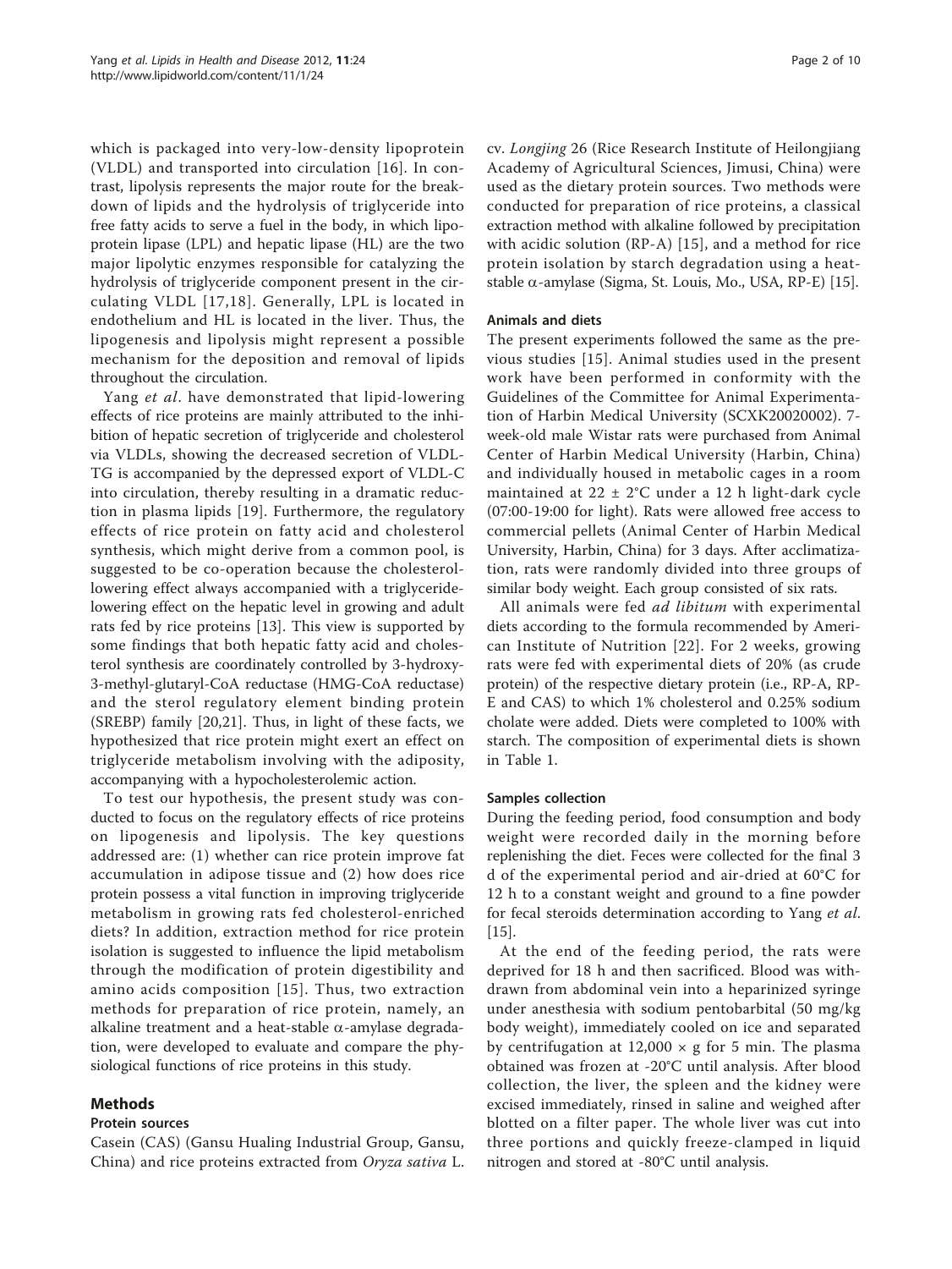which is packaged into very-low-density lipoprotein (VLDL) and transported into circulation [16]. In contrast, lipolysis represents the major route for the breakdown of lipids and the hydrolysis of triglyceride into free fatty acids to serve a fuel in the body, in which lipoprotein lipase (LPL) and hepatic lipase (HL) are the two major lipolytic enzymes responsible for catalyzing the hydrolysis of triglyceride component present in the circulating VLDL [17,18]. Generally, LPL is located in endothelium and HL is located in the liver. Thus, the lipogenesis and lipolysis might represent a possible mechanism for the deposition and removal of lipids throughout the circulation.

Yang *et al*. have demonstrated that lipid-lowering effects of rice proteins are mainly attributed to the inhibition of hepatic secretion of triglyceride and cholesterol via VLDLs, showing the decreased secretion of VLDL-TG is accompanied by the depressed export of VLDL-C into circulation, thereby resulting in a dramatic reduction in plasma lipids [19]. Furthermore, the regulatory effects of rice protein on fatty acid and cholesterol synthesis, which might derive from a common pool, is suggested to be co-operation because the cholesterol-lowering effect always accompanied with a triglyceride-lowering effect on the hepatic level in growing and adult rats fed by rice proteins [13]. This view is supported by some findings that both hepatic fatty acid and cholesterol synthesis are coordinately controlled by 3-hydroxy-3-methyl-glutaryl-CoA reductase (HMG-CoA reductase) and the sterol regulatory element binding protein (SREBP) family [20,21]. Thus, in light of these facts, we hypothesized that rice protein might exert an effect on triglyceride metabolism involving with the adiposity, accompanying with a hypocholesterolemic action.

To test our hypothesis, the present study was conducted to focus on the regulatory effects of rice proteins on lipogenesis and lipolysis. The key questions addressed are: (1) whether can rice protein improve fat accumulation in adipose tissue and (2) how does rice protein possess a vital function in improving triglyceride metabolism in growing rats fed cholesterol-enriched diets? In addition, extraction method for rice protein isolation is suggested to influence the lipid metabolism through the modification of protein digestibility and amino acids composition [15]. Thus, two extraction methods for preparation of rice protein, namely, an alkaline treatment and a heat-stable α-amylase degradation, were developed to evaluate and compare the physiological functions of rice proteins in this study.

## Methods

### Protein sources

Casein (CAS) (Gansu Hualing Industrial Group, Gansu, China) and rice proteins extracted from *Oryza sativa* L. cv. *Longjing* 26 (Rice Research Institute of Heilongjiang Academy of Agricultural Sciences, Jimusi, China) were used as the dietary protein sources. Two methods were conducted for preparation of rice proteins, a classical extraction method with alkaline followed by precipitation with acidic solution (RP-A) [15], and a method for rice protein isolation by starch degradation using a heat-stable α-amylase (Sigma, St. Louis, Mo., USA, RP-E) [15].

### Animals and diets

The present experiments followed the same as the previous studies [15]. Animal studies used in the present work have been performed in conformity with the Guidelines of the Committee for Animal Experimentation of Harbin Medical University (SCXK20020002). 7-week-old male Wistar rats were purchased from Animal Center of Harbin Medical University (Harbin, China) and individually housed in metabolic cages in a room maintained at 22 ± 2°C under a 12 h light-dark cycle (07:00-19:00 for light). Rats were allowed free access to commercial pellets (Animal Center of Harbin Medical University, Harbin, China) for 3 days. After acclimatization, rats were randomly divided into three groups of similar body weight. Each group consisted of six rats.

All animals were fed *ad libitum* with experimental diets according to the formula recommended by American Institute of Nutrition [22]. For 2 weeks, growing rats were fed with experimental diets of 20% (as crude protein) of the respective dietary protein (i.e., RP-A, RP-E and CAS) to which 1% cholesterol and 0.25% sodium cholate were added. Diets were completed to 100% with starch. The composition of experimental diets is shown in Table 1.

### Samples collection

During the feeding period, food consumption and body weight were recorded daily in the morning before replenishing the diet. Feces were collected for the final 3 d of the experimental period and air-dried at 60°C for 12 h to a constant weight and ground to a fine powder for fecal steroids determination according to Yang *et al*. [15].

At the end of the feeding period, the rats were deprived for 18 h and then sacrificed. Blood was withdrawn from abdominal vein into a heparinized syringe under anesthesia with sodium pentobarbital (50 mg/kg body weight), immediately cooled on ice and separated by centrifugation at 12,000 × g for 5 min. The plasma obtained was frozen at -20°C until analysis. After blood collection, the liver, the spleen and the kidney were excised immediately, rinsed in saline and weighed after blotted on a filter paper. The whole liver was cut into three portions and quickly freeze-clamped in liquid nitrogen and stored at -80°C until analysis.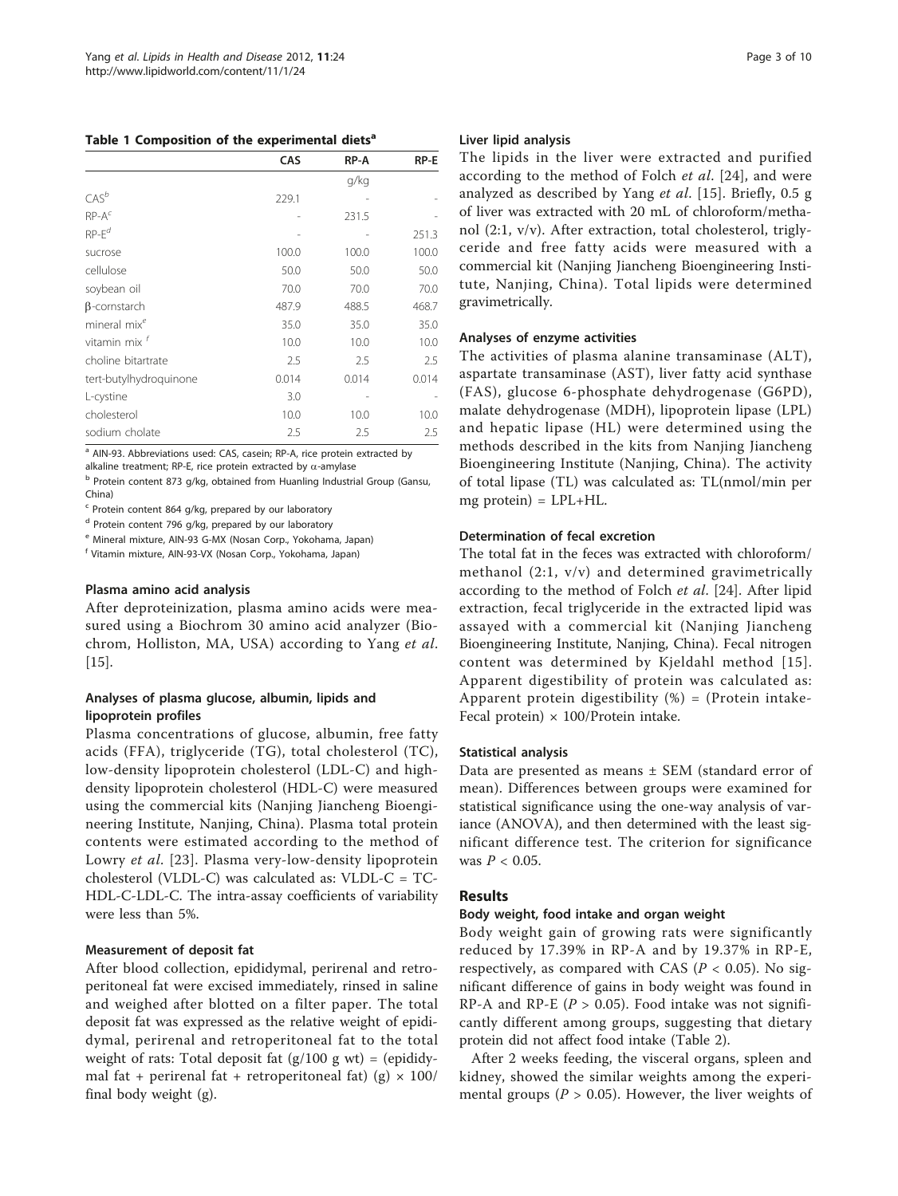**Table 1 Composition of the experimental diets[a]**

| | CAS | RP-A | RP-E |
|---|---|---|---|
| | | g/kg | |
| CAS[b] | 229.1 | - | - |
| RP-A[c] | - | 231.5 | - |
| RP-E[d] | - | - | 251.3 |
| sucrose | 100.0 | 100.0 | 100.0 |
| cellulose | 50.0 | 50.0 | 50.0 |
| soybean oil | 70.0 | 70.0 | 70.0 |
| β-cornstarch | 487.9 | 488.5 | 468.7 |
| mineral mix[e] | 35.0 | 35.0 | 35.0 |
| vitamin mix [f] | 10.0 | 10.0 | 10.0 |
| choline bitartrate | 2.5 | 2.5 | 2.5 |
| tert-butylhydroquinone | 0.014 | 0.014 | 0.014 |
| L-cystine | 3.0 | - | - |
| cholesterol | 10.0 | 10.0 | 10.0 |
| sodium cholate | 2.5 | 2.5 | 2.5 |

[a] AIN-93. Abbreviations used: CAS, casein; RP-A, rice protein extracted by alkaline treatment; RP-E, rice protein extracted by α-amylase

[b] Protein content 873 g/kg, obtained from Huanling Industrial Group (Gansu, China)

[c] Protein content 864 g/kg, prepared by our laboratory

[d] Protein content 796 g/kg, prepared by our laboratory

[e] Mineral mixture, AIN-93 G-MX (Nosan Corp., Yokohama, Japan)

[f] Vitamin mixture, AIN-93-VX (Nosan Corp., Yokohama, Japan)

### Plasma amino acid analysis

After deproteinization, plasma amino acids were measured using a Biochrom 30 amino acid analyzer (Biochrom, Holliston, MA, USA) according to Yang *et al*. [15].

### Analyses of plasma glucose, albumin, lipids and lipoprotein profiles

Plasma concentrations of glucose, albumin, free fatty acids (FFA), triglyceride (TG), total cholesterol (TC), low-density lipoprotein cholesterol (LDL-C) and high-density lipoprotein cholesterol (HDL-C) were measured using the commercial kits (Nanjing Jiancheng Bioengineering Institute, Nanjing, China). Plasma total protein contents were estimated according to the method of Lowry *et al*. [23]. Plasma very-low-density lipoprotein cholesterol (VLDL-C) was calculated as: VLDL-C = TC-HDL-C-LDL-C. The intra-assay coefficients of variability were less than 5%.

### Measurement of deposit fat

After blood collection, epididymal, perirenal and retroperitoneal fat were excised immediately, rinsed in saline and weighed after blotted on a filter paper. The total deposit fat was expressed as the relative weight of epididymal, perirenal and retroperitoneal fat to the total weight of rats: Total deposit fat (g/100 g wt) = (epididymal fat + perirenal fat + retroperitoneal fat) (g) × 100/final body weight (g).

### Liver lipid analysis

The lipids in the liver were extracted and purified according to the method of Folch *et al*. [24], and were analyzed as described by Yang *et al*. [15]. Briefly, 0.5 g of liver was extracted with 20 mL of chloroform/methanol (2:1, v/v). After extraction, total cholesterol, triglyceride and free fatty acids were measured with a commercial kit (Nanjing Jiancheng Bioengineering Institute, Nanjing, China). Total lipids were determined gravimetrically.

### Analyses of enzyme activities

The activities of plasma alanine transaminase (ALT), aspartate transaminase (AST), liver fatty acid synthase (FAS), glucose 6-phosphate dehydrogenase (G6PD), malate dehydrogenase (MDH), lipoprotein lipase (LPL) and hepatic lipase (HL) were determined using the methods described in the kits from Nanjing Jiancheng Bioengineering Institute (Nanjing, China). The activity of total lipase (TL) was calculated as: TL(nmol/min per mg protein) = LPL+HL.

### Determination of fecal excretion

The total fat in the feces was extracted with chloroform/methanol (2:1, v/v) and determined gravimetrically according to the method of Folch *et al*. [24]. After lipid extraction, fecal triglyceride in the extracted lipid was assayed with a commercial kit (Nanjing Jiancheng Bioengineering Institute, Nanjing, China). Fecal nitrogen content was determined by Kjeldahl method [15]. Apparent digestibility of protein was calculated as: Apparent protein digestibility (%) = (Protein intake-Fecal protein) × 100/Protein intake.

### Statistical analysis

Data are presented as means ± SEM (standard error of mean). Differences between groups were examined for statistical significance using the one-way analysis of variance (ANOVA), and then determined with the least significant difference test. The criterion for significance was $P < 0.05$.

## Results

### Body weight, food intake and organ weight

Body weight gain of growing rats were significantly reduced by 17.39% in RP-A and by 19.37% in RP-E, respectively, as compared with CAS ($P < 0.05$). No significant difference of gains in body weight was found in RP-A and RP-E ($P > 0.05$). Food intake was not significantly different among groups, suggesting that dietary protein did not affect food intake (Table 2).

After 2 weeks feeding, the visceral organs, spleen and kidney, showed the similar weights among the experimental groups ($P > 0.05$). However, the liver weights of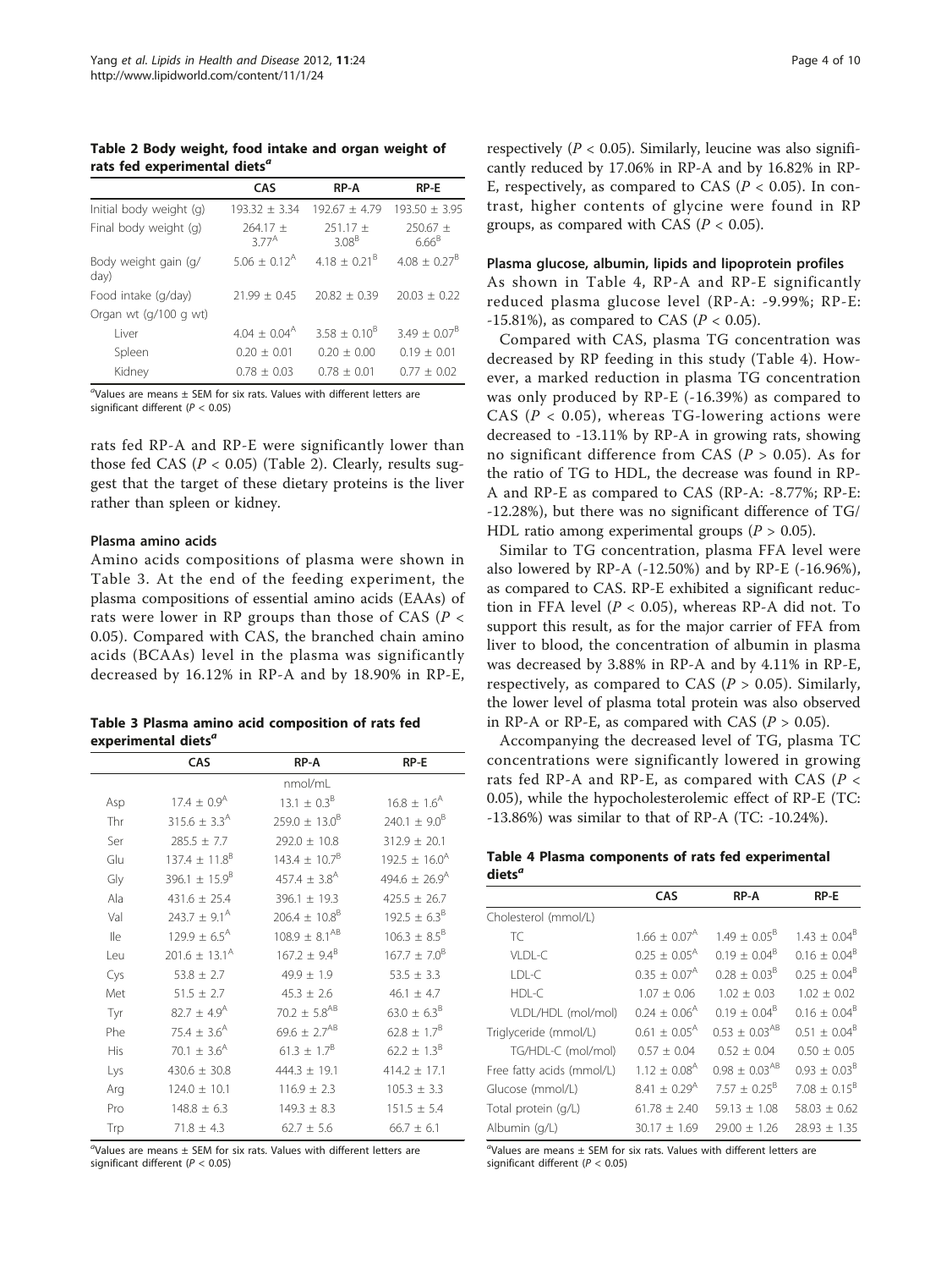**Table 2 Body weight, food intake and organ weight of rats fed experimental diets[a]**

| | CAS | RP-A | RP-E |
|---|---|---|---|
| Initial body weight (g) | 193.32 ± 3.34 | 192.67 ± 4.79 | 193.50 ± 3.95 |
| Final body weight (g) | 264.17 ± 3.77[A] | 251.17 ± 3.08[B] | 250.67 ± 6.66[B] |
| Body weight gain (g/day) | 5.06 ± 0.12[A] | 4.18 ± 0.21[B] | 4.08 ± 0.27[B] |
| Food intake (g/day) | 21.99 ± 0.45 | 20.82 ± 0.39 | 20.03 ± 0.22 |
| Organ wt (g/100 g wt) | | | |
| Liver | 4.04 ± 0.04[A] | 3.58 ± 0.10[B] | 3.49 ± 0.07[B] |
| Spleen | 0.20 ± 0.01 | 0.20 ± 0.00 | 0.19 ± 0.01 |
| Kidney | 0.78 ± 0.03 | 0.78 ± 0.01 | 0.77 ± 0.02 |

[a]Values are means ± SEM for six rats. Values with different letters are significant different ($P < 0.05$)

rats fed RP-A and RP-E were significantly lower than those fed CAS ($P < 0.05$) (Table 2). Clearly, results suggest that the target of these dietary proteins is the liver rather than spleen or kidney.

### Plasma amino acids

Amino acids compositions of plasma were shown in Table 3. At the end of the feeding experiment, the plasma compositions of essential amino acids (EAAs) of rats were lower in RP groups than those of CAS ($P < 0.05$). Compared with CAS, the branched chain amino acids (BCAAs) level in the plasma was significantly decreased by 16.12% in RP-A and by 18.90% in RP-E, respectively ($P < 0.05$). Similarly, leucine was also significantly reduced by 17.06% in RP-A and by 16.82% in RP-E, respectively, as compared to CAS ($P < 0.05$). In contrast, higher contents of glycine were found in RP groups, as compared with CAS ($P < 0.05$).

**Table 3 Plasma amino acid composition of rats fed experimental diets[a]**

| | CAS | RP-A | RP-E |
|---|---|---|---|
| | | nmol/mL | |
| Asp | 17.4 ± 0.9[A] | 13.1 ± 0.3[B] | 16.8 ± 1.6[A] |
| Thr | 315.6 ± 3.3[A] | 259.0 ± 13.0[B] | 240.1 ± 9.0[B] |
| Ser | 285.5 ± 7.7 | 292.0 ± 10.8 | 312.9 ± 20.1 |
| Glu | 137.4 ± 11.8[B] | 143.4 ± 10.7[B] | 192.5 ± 16.0[A] |
| Gly | 396.1 ± 15.9[B] | 457.4 ± 3.8[A] | 494.6 ± 26.9[A] |
| Ala | 431.6 ± 25.4 | 396.1 ± 19.3 | 425.5 ± 26.7 |
| Val | 243.7 ± 9.1[A] | 206.4 ± 10.8[B] | 192.5 ± 6.3[B] |
| Ile | 129.9 ± 6.5[A] | 108.9 ± 8.1[AB] | 106.3 ± 8.5[B] |
| Leu | 201.6 ± 13.1[A] | 167.2 ± 9.4[B] | 167.7 ± 7.0[B] |
| Cys | 53.8 ± 2.7 | 49.9 ± 1.9 | 53.5 ± 3.3 |
| Met | 51.5 ± 2.7 | 45.3 ± 2.6 | 46.1 ± 4.7 |
| Tyr | 82.7 ± 4.9[A] | 70.2 ± 5.8[AB] | 63.0 ± 6.3[B] |
| Phe | 75.4 ± 3.6[A] | 69.6 ± 2.7[AB] | 62.8 ± 1.7[B] |
| His | 70.1 ± 3.6[A] | 61.3 ± 1.7[B] | 62.2 ± 1.3[B] |
| Lys | 430.6 ± 30.8 | 444.3 ± 19.1 | 414.2 ± 17.1 |
| Arg | 124.0 ± 10.1 | 116.9 ± 2.3 | 105.3 ± 3.3 |
| Pro | 148.8 ± 6.3 | 149.3 ± 8.3 | 151.5 ± 5.4 |
| Trp | 71.8 ± 4.3 | 62.7 ± 5.6 | 66.7 ± 6.1 |

[a]Values are means ± SEM for six rats. Values with different letters are significant different ($P < 0.05$)

### Plasma glucose, albumin, lipids and lipoprotein profiles

As shown in Table 4, RP-A and RP-E significantly reduced plasma glucose level (RP-A: -9.99%; RP-E: -15.81%), as compared to CAS ($P < 0.05$).

Compared with CAS, plasma TG concentration was decreased by RP feeding in this study (Table 4). However, a marked reduction in plasma TG concentration was only produced by RP-E (-16.39%) as compared to CAS ($P < 0.05$), whereas TG-lowering actions were decreased to -13.11% by RP-A in growing rats, showing no significant difference from CAS ($P > 0.05$). As for the ratio of TG to HDL, the decrease was found in RP-A and RP-E as compared to CAS (RP-A: -8.77%; RP-E: -12.28%), but there was no significant difference of TG/HDL ratio among experimental groups ($P > 0.05$).

Similar to TG concentration, plasma FFA level were also lowered by RP-A (-12.50%) and by RP-E (-16.96%), as compared to CAS. RP-E exhibited a significant reduction in FFA level ($P < 0.05$), whereas RP-A did not. To support this result, as for the major carrier of FFA from liver to blood, the concentration of albumin in plasma was decreased by 3.88% in RP-A and by 4.11% in RP-E, respectively, as compared to CAS ($P > 0.05$). Similarly, the lower level of plasma total protein was also observed in RP-A or RP-E, as compared with CAS ($P > 0.05$).

Accompanying the decreased level of TG, plasma TC concentrations were significantly lowered in growing rats fed RP-A and RP-E, as compared with CAS ($P < 0.05$), while the hypocholesterolemic effect of RP-E (TC: -13.86%) was similar to that of RP-A (TC: -10.24%).

**Table 4 Plasma components of rats fed experimental diets[a]**

| | CAS | RP-A | RP-E |
|---|---|---|---|
| Cholesterol (mmol/L) | | | |
| TC | 1.66 ± 0.07[A] | 1.49 ± 0.05[B] | 1.43 ± 0.04[B] |
| VLDL-C | 0.25 ± 0.05[A] | 0.19 ± 0.04[B] | 0.16 ± 0.04[B] |
| LDL-C | 0.35 ± 0.07[A] | 0.28 ± 0.03[B] | 0.25 ± 0.04[B] |
| HDL-C | 1.07 ± 0.06 | 1.02 ± 0.03 | 1.02 ± 0.02 |
| VLDL/HDL (mol/mol) | 0.24 ± 0.06[A] | 0.19 ± 0.04[B] | 0.16 ± 0.04[B] |
| Triglyceride (mmol/L) | 0.61 ± 0.05[A] | 0.53 ± 0.03[AB] | 0.51 ± 0.04[B] |
| TG/HDL-C (mol/mol) | 0.57 ± 0.04 | 0.52 ± 0.04 | 0.50 ± 0.05 |
| Free fatty acids (mmol/L) | 1.12 ± 0.08[A] | 0.98 ± 0.03[AB] | 0.93 ± 0.03[B] |
| Glucose (mmol/L) | 8.41 ± 0.29[A] | 7.57 ± 0.25[B] | 7.08 ± 0.15[B] |
| Total protein (g/L) | 61.78 ± 2.40 | 59.13 ± 1.08 | 58.03 ± 0.62 |
| Albumin (g/L) | 30.17 ± 1.69 | 29.00 ± 1.26 | 28.93 ± 1.35 |

[a]Values are means ± SEM for six rats. Values with different letters are significant different ($P < 0.05$)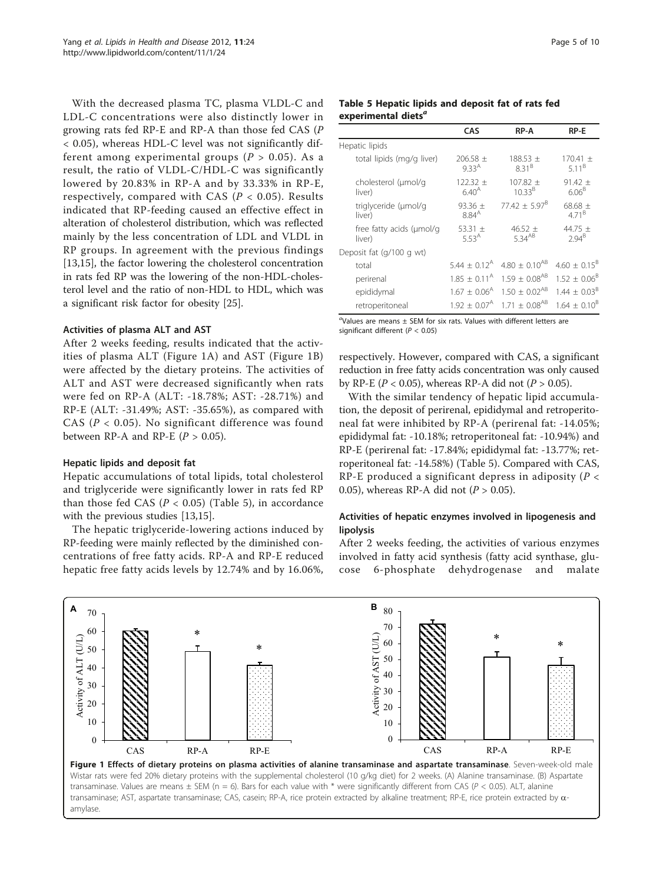With the decreased plasma TC, plasma VLDL-C and LDL-C concentrations were also distinctly lower in growing rats fed RP-E and RP-A than those fed CAS ($P < 0.05$), whereas HDL-C level was not significantly different among experimental groups ($P > 0.05$). As a result, the ratio of VLDL-C/HDL-C was significantly lowered by 20.83% in RP-A and by 33.33% in RP-E, respectively, compared with CAS ($P < 0.05$). Results indicated that RP-feeding caused an effective effect in alteration of cholesterol distribution, which was reflected mainly by the less concentration of LDL and VLDL in RP groups. In agreement with the previous findings [13,15], the factor lowering the cholesterol concentration in rats fed RP was the lowering of the non-HDL-cholesterol level and the ratio of non-HDL to HDL, which was a significant risk factor for obesity [25].

### Activities of plasma ALT and AST

After 2 weeks feeding, results indicated that the activities of plasma ALT (Figure 1A) and AST (Figure 1B) were affected by the dietary proteins. The activities of ALT and AST were decreased significantly when rats were fed on RP-A (ALT: -18.78%; AST: -28.71%) and RP-E (ALT: -31.49%; AST: -35.65%), as compared with CAS ($P < 0.05$). No significant difference was found between RP-A and RP-E ($P > 0.05$).

### Hepatic lipids and deposit fat

Hepatic accumulations of total lipids, total cholesterol and triglyceride were significantly lower in rats fed RP than those fed CAS ($P < 0.05$) (Table 5), in accordance with the previous studies [13,15].

The hepatic triglyceride-lowering actions induced by RP-feeding were mainly reflected by the diminished concentrations of free fatty acids. RP-A and RP-E reduced hepatic free fatty acids levels by 12.74% and by 16.06%, respectively. However, compared with CAS, a significant reduction in free fatty acids concentration was only caused by RP-E ($P < 0.05$), whereas RP-A did not ($P > 0.05$).

**Table 5 Hepatic lipids and deposit fat of rats fed experimental diets[a]**

| | CAS | RP-A | RP-E |
|---|---|---|---|
| Hepatic lipids | | | |
| total lipids (mg/g liver) | $206.58 \pm 9.33^{A}$ | $188.53 \pm 8.31^{B}$ | $170.41 \pm 5.11^{B}$ |
| cholesterol (μmol/g liver) | $122.32 \pm 6.40^{A}$ | $107.82 \pm 10.33^{B}$ | $91.42 \pm 6.06^{B}$ |
| triglyceride (μmol/g liver) | $93.36 \pm 8.84^{A}$ | $77.42 \pm 5.97^{B}$ | $68.68 \pm 4.71^{B}$ |
| free fatty acids (μmol/g liver) | $53.31 \pm 5.53^{A}$ | $46.52 \pm 5.34^{AB}$ | $44.75 \pm 2.94^{B}$ |
| Deposit fat (g/100 g wt) | | | |
| total | $5.44 \pm 0.12^{A}$ | $4.80 \pm 0.10^{AB}$ | $4.60 \pm 0.15^{B}$ |
| perirenal | $1.85 \pm 0.11^{A}$ | $1.59 \pm 0.08^{AB}$ | $1.52 \pm 0.06^{B}$ |
| epididymal | $1.67 \pm 0.06^{A}$ | $1.50 \pm 0.02^{AB}$ | $1.44 \pm 0.03^{B}$ |
| retroperitoneal | $1.92 \pm 0.07^{A}$ | $1.71 \pm 0.08^{AB}$ | $1.64 \pm 0.10^{B}$ |

[a]Values are means ± SEM for six rats. Values with different letters are significant different ($P < 0.05$)

With the similar tendency of hepatic lipid accumulation, the deposit of perirenal, epididymal and retroperitoneal fat were inhibited by RP-A (perirenal fat: -14.05%; epididymal fat: -10.18%; retroperitoneal fat: -10.94%) and RP-E (perirenal fat: -17.84%; epididymal fat: -13.77%; retroperitoneal fat: -14.58%) (Table 5). Compared with CAS, RP-E produced a significant depress in adiposity ($P < 0.05$), whereas RP-A did not ($P > 0.05$).

### Activities of hepatic enzymes involved in lipogenesis and lipolysis

After 2 weeks feeding, the activities of various enzymes involved in fatty acid synthesis (fatty acid synthase, glucose 6-phosphate dehydrogenase and malate

**Figure 1 Effects of dietary proteins on plasma activities of alanine transaminase and aspartate transaminase**. Seven-week-old male Wistar rats were fed 20% dietary proteins with the supplemental cholesterol (10 g/kg diet) for 2 weeks. (A) Alanine transaminase. (B) Aspartate transaminase. Values are means ± SEM (n = 6). Bars for each value with * were significantly different from CAS ($P < 0.05$). ALT, alanine transaminase; AST, aspartate transaminase; CAS, casein; RP-A, rice protein extracted by alkaline treatment; RP-E, rice protein extracted by α-amylase.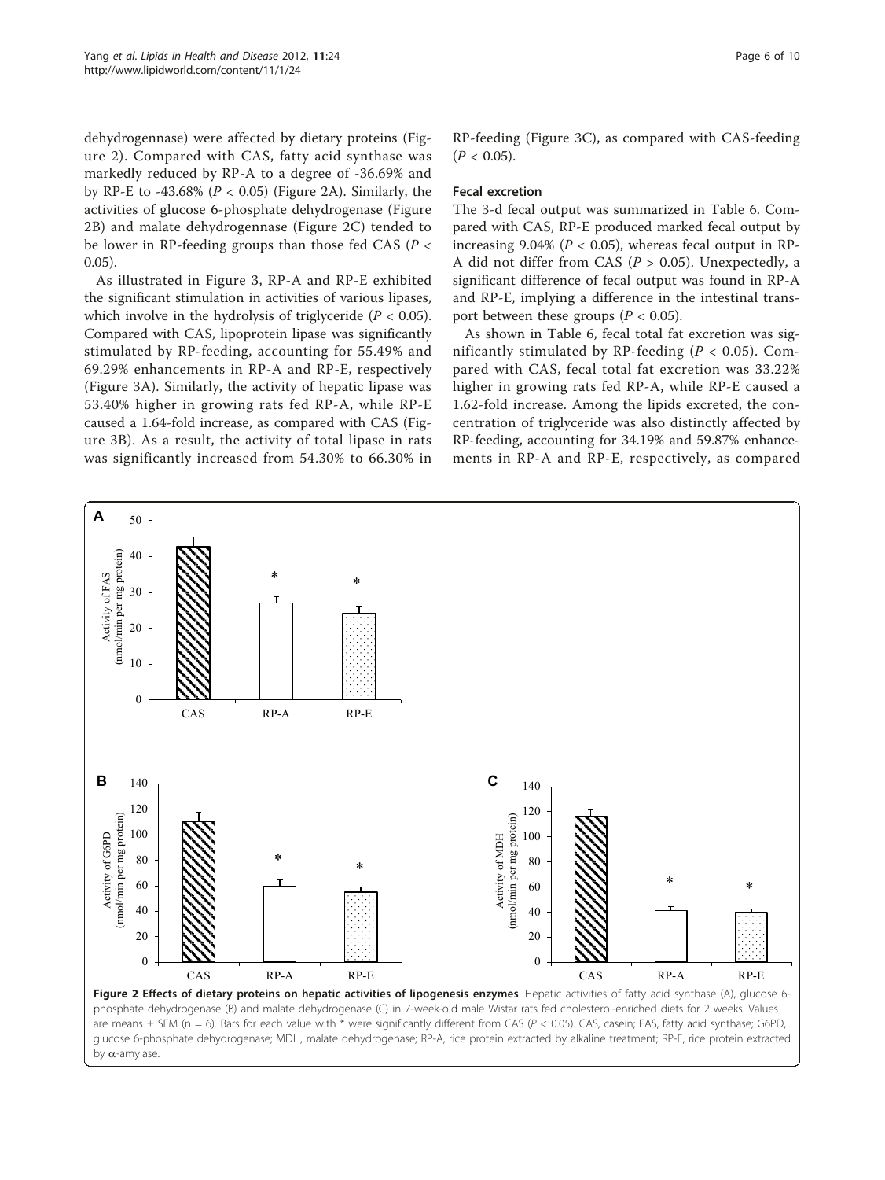dehydrogennase) were affected by dietary proteins (Figure 2). Compared with CAS, fatty acid synthase was markedly reduced by RP-A to a degree of -36.69% and by RP-E to -43.68% ($P < 0.05$) (Figure 2A). Similarly, the activities of glucose 6-phosphate dehydrogenase (Figure 2B) and malate dehydrogennase (Figure 2C) tended to be lower in RP-feeding groups than those fed CAS ($P < 0.05$).

As illustrated in Figure 3, RP-A and RP-E exhibited the significant stimulation in activities of various lipases, which involve in the hydrolysis of triglyceride ($P < 0.05$). Compared with CAS, lipoprotein lipase was significantly stimulated by RP-feeding, accounting for 55.49% and 69.29% enhancements in RP-A and RP-E, respectively (Figure 3A). Similarly, the activity of hepatic lipase was 53.40% higher in growing rats fed RP-A, while RP-E caused a 1.64-fold increase, as compared with CAS (Figure 3B). As a result, the activity of total lipase in rats was significantly increased from 54.30% to 66.30% in RP-feeding (Figure 3C), as compared with CAS-feeding ($P < 0.05$).

### Fecal excretion

The 3-d fecal output was summarized in Table 6. Compared with CAS, RP-E produced marked fecal output by increasing 9.04% ($P < 0.05$), whereas fecal output in RP-A did not differ from CAS ($P > 0.05$). Unexpectedly, a significant difference of fecal output was found in RP-A and RP-E, implying a difference in the intestinal transport between these groups ($P < 0.05$).

As shown in Table 6, fecal total fat excretion was significantly stimulated by RP-feeding ($P < 0.05$). Compared with CAS, fecal total fat excretion was 33.22% higher in growing rats fed RP-A, while RP-E caused a 1.62-fold increase. Among the lipids excreted, the concentration of triglyceride was also distinctly affected by RP-feeding, accounting for 34.19% and 59.87% enhancements in RP-A and RP-E, respectively, as compared

**Figure 2 Effects of dietary proteins on hepatic activities of lipogenesis enzymes**. Hepatic activities of fatty acid synthase (A), glucose 6-phosphate dehydrogenase (B) and malate dehydrogenase (C) in 7-week-old male Wistar rats fed cholesterol-enriched diets for 2 weeks. Values are means ± SEM (n = 6). Bars for each value with * were significantly different from CAS ($P < 0.05$). CAS, casein; FAS, fatty acid synthase; G6PD, glucose 6-phosphate dehydrogenase; MDH, malate dehydrogenase; RP-A, rice protein extracted by alkaline treatment; RP-E, rice protein extracted by α-amylase.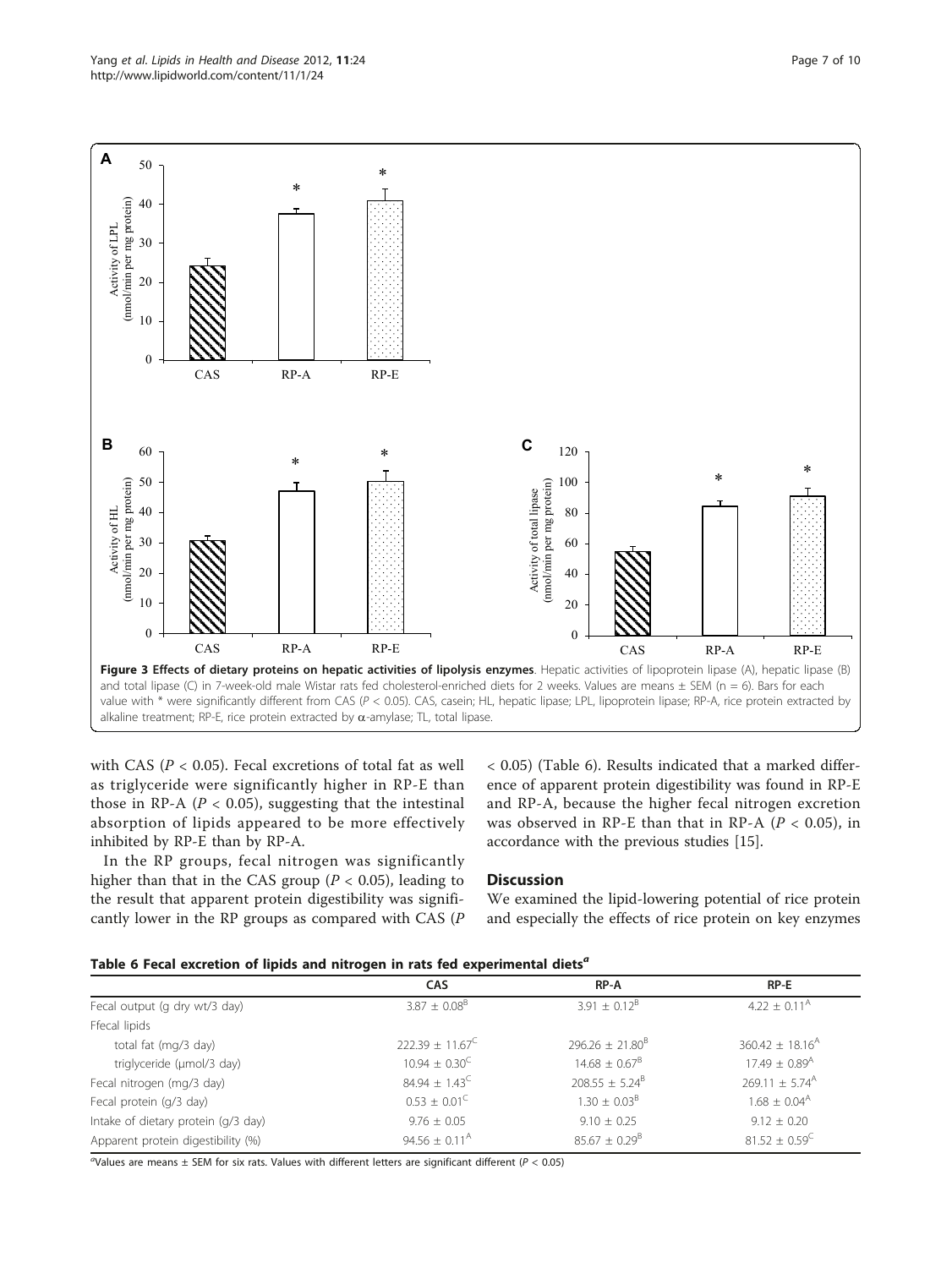**Figure 3 Effects of dietary proteins on hepatic activities of lipolysis enzymes**. Hepatic activities of lipoprotein lipase (A), hepatic lipase (B) and total lipase (C) in 7-week-old male Wistar rats fed cholesterol-enriched diets for 2 weeks. Values are means ± SEM (n = 6). Bars for each value with * were significantly different from CAS ($P < 0.05$). CAS, casein; HL, hepatic lipase; LPL, lipoprotein lipase; RP-A, rice protein extracted by alkaline treatment; RP-E, rice protein extracted by α-amylase; TL, total lipase.

with CAS ($P < 0.05$). Fecal excretions of total fat as well as triglyceride were significantly higher in RP-E than those in RP-A ($P < 0.05$), suggesting that the intestinal absorption of lipids appeared to be more effectively inhibited by RP-E than by RP-A.

In the RP groups, fecal nitrogen was significantly higher than that in the CAS group ($P < 0.05$), leading to the result that apparent protein digestibility was significantly lower in the RP groups as compared with CAS ($P < 0.05$) (Table 6). Results indicated that a marked difference of apparent protein digestibility was found in RP-E and RP-A, because the higher fecal nitrogen excretion was observed in RP-E than that in RP-A ($P < 0.05$), in accordance with the previous studies [15].

## Discussion

We examined the lipid-lowering potential of rice protein and especially the effects of rice protein on key enzymes

**Table 6 Fecal excretion of lipids and nitrogen in rats fed experimental diets**[a]

| | CAS | RP-A | RP-E |
|---|---|---|---|
| Fecal output (g dry wt/3 day) | 3.87 ± 0.08[B] | 3.91 ± 0.12[B] | 4.22 ± 0.11[A] |
| Ffecal lipids | | | |
| total fat (mg/3 day) | 222.39 ± 11.67[C] | 296.26 ± 21.80[B] | 360.42 ± 18.16[A] |
| triglyceride (μmol/3 day) | 10.94 ± 0.30[C] | 14.68 ± 0.67[B] | 17.49 ± 0.89[A] |
| Fecal nitrogen (mg/3 day) | 84.94 ± 1.43[C] | 208.55 ± 5.24[B] | 269.11 ± 5.74[A] |
| Fecal protein (g/3 day) | 0.53 ± 0.01[C] | 1.30 ± 0.03[B] | 1.68 ± 0.04[A] |
| Intake of dietary protein (g/3 day) | 9.76 ± 0.05 | 9.10 ± 0.25 | 9.12 ± 0.20 |
| Apparent protein digestibility (%) | 94.56 ± 0.11[A] | 85.67 ± 0.29[B] | 81.52 ± 0.59[C] |

[a]Values are means ± SEM for six rats. Values with different letters are significant different ($P < 0.05$)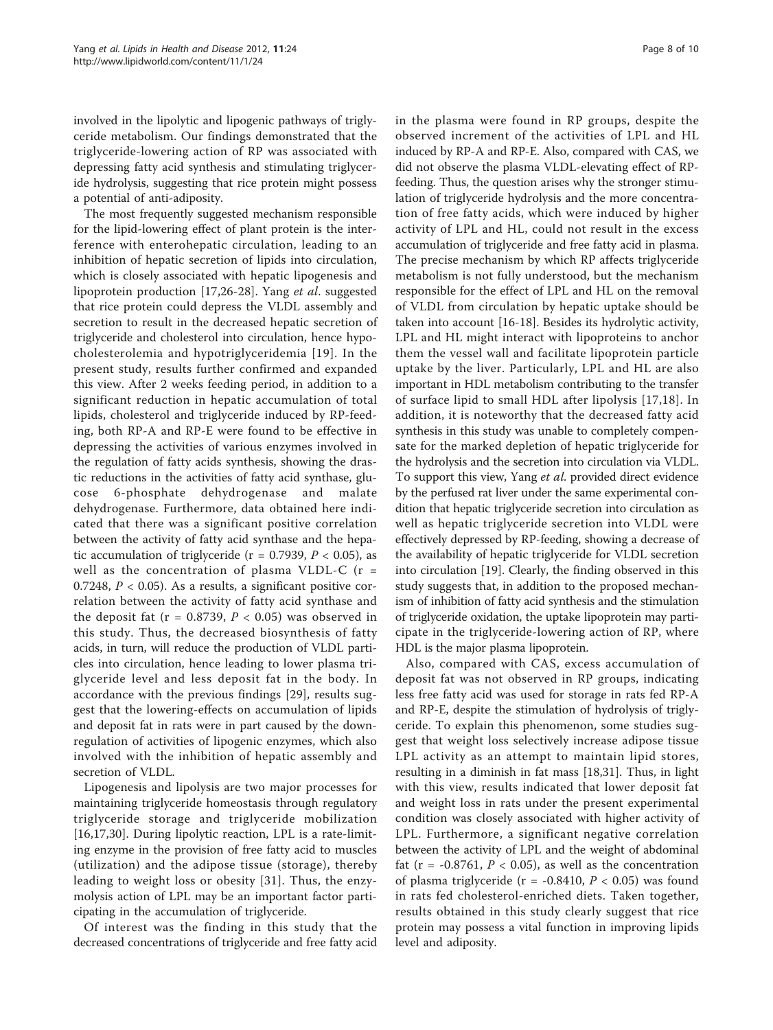involved in the lipolytic and lipogenic pathways of triglyceride metabolism. Our findings demonstrated that the triglyceride-lowering action of RP was associated with depressing fatty acid synthesis and stimulating triglyceride hydrolysis, suggesting that rice protein might possess a potential of anti-adiposity.

The most frequently suggested mechanism responsible for the lipid-lowering effect of plant protein is the interference with enterohepatic circulation, leading to an inhibition of hepatic secretion of lipids into circulation, which is closely associated with hepatic lipogenesis and lipoprotein production [17,26-28]. Yang *et al*. suggested that rice protein could depress the VLDL assembly and secretion to result in the decreased hepatic secretion of triglyceride and cholesterol into circulation, hence hypocholesterolemia and hypotriglyceridemia [19]. In the present study, results further confirmed and expanded this view. After 2 weeks feeding period, in addition to a significant reduction in hepatic accumulation of total lipids, cholesterol and triglyceride induced by RP-feeding, both RP-A and RP-E were found to be effective in depressing the activities of various enzymes involved in the regulation of fatty acids synthesis, showing the drastic reductions in the activities of fatty acid synthase, glucose 6-phosphate dehydrogenase and malate dehydrogenase. Furthermore, data obtained here indicated that there was a significant positive correlation between the activity of fatty acid synthase and the hepatic accumulation of triglyceride ($r = 0.7939$, $P < 0.05$), as well as the concentration of plasma VLDL-C ($r = 0.7248$, $P < 0.05$). As a results, a significant positive correlation between the activity of fatty acid synthase and the deposit fat ($r = 0.8739$, $P < 0.05$) was observed in this study. Thus, the decreased biosynthesis of fatty acids, in turn, will reduce the production of VLDL particles into circulation, hence leading to lower plasma triglyceride level and less deposit fat in the body. In accordance with the previous findings [29], results suggest that the lowering-effects on accumulation of lipids and deposit fat in rats were in part caused by the down-regulation of activities of lipogenic enzymes, which also involved with the inhibition of hepatic assembly and secretion of VLDL.

Lipogenesis and lipolysis are two major processes for maintaining triglyceride homeostasis through regulatory triglyceride storage and triglyceride mobilization [16,17,30]. During lipolytic reaction, LPL is a rate-limiting enzyme in the provision of free fatty acid to muscles (utilization) and the adipose tissue (storage), thereby leading to weight loss or obesity [31]. Thus, the enzymolysis action of LPL may be an important factor participating in the accumulation of triglyceride.

Of interest was the finding in this study that the decreased concentrations of triglyceride and free fatty acid in the plasma were found in RP groups, despite the observed increment of the activities of LPL and HL induced by RP-A and RP-E. Also, compared with CAS, we did not observe the plasma VLDL-elevating effect of RP-feeding. Thus, the question arises why the stronger stimulation of triglyceride hydrolysis and the more concentration of free fatty acids, which were induced by higher activity of LPL and HL, could not result in the excess accumulation of triglyceride and free fatty acid in plasma. The precise mechanism by which RP affects triglyceride metabolism is not fully understood, but the mechanism responsible for the effect of LPL and HL on the removal of VLDL from circulation by hepatic uptake should be taken into account [16-18]. Besides its hydrolytic activity, LPL and HL might interact with lipoproteins to anchor them the vessel wall and facilitate lipoprotein particle uptake by the liver. Particularly, LPL and HL are also important in HDL metabolism contributing to the transfer of surface lipid to small HDL after lipolysis [17,18]. In addition, it is noteworthy that the decreased fatty acid synthesis in this study was unable to completely compensate for the marked depletion of hepatic triglyceride for the hydrolysis and the secretion into circulation via VLDL. To support this view, Yang *et al.* provided direct evidence by the perfused rat liver under the same experimental condition that hepatic triglyceride secretion into circulation as well as hepatic triglyceride secretion into VLDL were effectively depressed by RP-feeding, showing a decrease of the availability of hepatic triglyceride for VLDL secretion into circulation [19]. Clearly, the finding observed in this study suggests that, in addition to the proposed mechanism of inhibition of fatty acid synthesis and the stimulation of triglyceride oxidation, the uptake lipoprotein may participate in the triglyceride-lowering action of RP, where HDL is the major plasma lipoprotein.

Also, compared with CAS, excess accumulation of deposit fat was not observed in RP groups, indicating less free fatty acid was used for storage in rats fed RP-A and RP-E, despite the stimulation of hydrolysis of triglyceride. To explain this phenomenon, some studies suggest that weight loss selectively increase adipose tissue LPL activity as an attempt to maintain lipid stores, resulting in a diminish in fat mass [18,31]. Thus, in light with this view, results indicated that lower deposit fat and weight loss in rats under the present experimental condition was closely associated with higher activity of LPL. Furthermore, a significant negative correlation between the activity of LPL and the weight of abdominal fat ($r = -0.8761$, $P < 0.05$), as well as the concentration of plasma triglyceride ($r = -0.8410$, $P < 0.05$) was found in rats fed cholesterol-enriched diets. Taken together, results obtained in this study clearly suggest that rice protein may possess a vital function in improving lipids level and adiposity.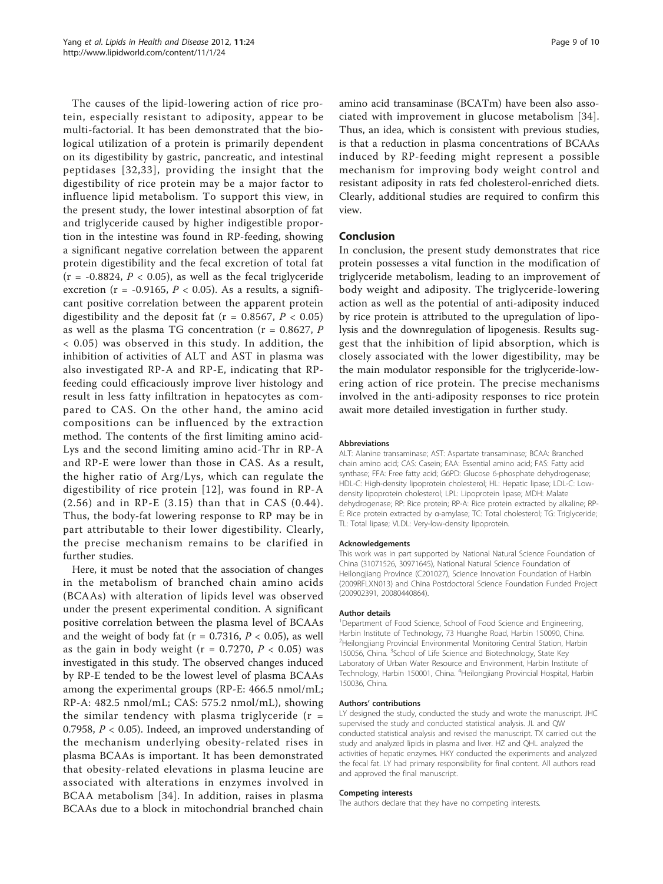The causes of the lipid-lowering action of rice protein, especially resistant to adiposity, appear to be multi-factorial. It has been demonstrated that the biological utilization of a protein is primarily dependent on its digestibility by gastric, pancreatic, and intestinal peptidases [32,33], providing the insight that the digestibility of rice protein may be a major factor to influence lipid metabolism. To support this view, in the present study, the lower intestinal absorption of fat and triglyceride caused by higher indigestible proportion in the intestine was found in RP-feeding, showing a significant negative correlation between the apparent protein digestibility and the fecal excretion of total fat ($r = -0.8824$, $P < 0.05$), as well as the fecal triglyceride excretion ($r = -0.9165$, $P < 0.05$). As a results, a significant positive correlation between the apparent protein digestibility and the deposit fat ($r = 0.8567$, $P < 0.05$) as well as the plasma TG concentration ($r = 0.8627$, $P < 0.05$) was observed in this study. In addition, the inhibition of activities of ALT and AST in plasma was also investigated RP-A and RP-E, indicating that RP-feeding could efficaciously improve liver histology and result in less fatty infiltration in hepatocytes as compared to CAS. On the other hand, the amino acid compositions can be influenced by the extraction method. The contents of the first limiting amino acid-Lys and the second limiting amino acid-Thr in RP-A and RP-E were lower than those in CAS. As a result, the higher ratio of Arg/Lys, which can regulate the digestibility of rice protein [12], was found in RP-A (2.56) and in RP-E (3.15) than that in CAS (0.44). Thus, the body-fat lowering response to RP may be in part attributable to their lower digestibility. Clearly, the precise mechanism remains to be clarified in further studies.

Here, it must be noted that the association of changes in the metabolism of branched chain amino acids (BCAAs) with alteration of lipids level was observed under the present experimental condition. A significant positive correlation between the plasma level of BCAAs and the weight of body fat ($r = 0.7316$, $P < 0.05$), as well as the gain in body weight ($r = 0.7270$, $P < 0.05$) was investigated in this study. The observed changes induced by RP-E tended to be the lowest level of plasma BCAAs among the experimental groups (RP-E: 466.5 nmol/mL; RP-A: 482.5 nmol/mL; CAS: 575.2 nmol/mL), showing the similar tendency with plasma triglyceride ($r = 0.7958$, $P < 0.05$). Indeed, an improved understanding of the mechanism underlying obesity-related rises in plasma BCAAs is important. It has been demonstrated that obesity-related elevations in plasma leucine are associated with alterations in enzymes involved in BCAA metabolism [34]. In addition, raises in plasma BCAAs due to a block in mitochondrial branched chain amino acid transaminase (BCATm) have been also associated with improvement in glucose metabolism [34]. Thus, an idea, which is consistent with previous studies, is that a reduction in plasma concentrations of BCAAs induced by RP-feeding might represent a possible mechanism for improving body weight control and resistant adiposity in rats fed cholesterol-enriched diets. Clearly, additional studies are required to confirm this view.

## Conclusion

In conclusion, the present study demonstrates that rice protein possesses a vital function in the modification of triglyceride metabolism, leading to an improvement of body weight and adiposity. The triglyceride-lowering action as well as the potential of anti-adiposity induced by rice protein is attributed to the upregulation of lipolysis and the downregulation of lipogenesis. Results suggest that the inhibition of lipid absorption, which is closely associated with the lower digestibility, may be the main modulator responsible for the triglyceride-lowering action of rice protein. The precise mechanisms involved in the anti-adiposity responses to rice protein await more detailed investigation in further study.

#### Abbreviations

ALT: Alanine transaminase; AST: Aspartate transaminase; BCAA: Branched chain amino acid; CAS: Casein; EAA: Essential amino acid; FAS: Fatty acid synthase; FFA: Free fatty acid; G6PD: Glucose 6-phosphate dehydrogenase; HDL-C: High-density lipoprotein cholesterol; HL: Hepatic lipase; LDL-C: Low-density lipoprotein cholesterol; LPL: Lipoprotein lipase; MDH: Malate dehydrogenase; RP: Rice protein; RP-A: Rice protein extracted by alkaline; RP-E: Rice protein extracted by α-amylase; TC: Total cholesterol; TG: Triglyceride; TL: Total lipase; VLDL: Very-low-density lipoprotein.

#### Acknowledgements

This work was in part supported by National Natural Science Foundation of China (31071526, 30971645), National Natural Science Foundation of Heilongjiang Province (C201027), Science Innovation Foundation of Harbin (2009RFLXN013) and China Postdoctoral Science Foundation Funded Project (200902391, 20080440864).

#### Author details

[1]Department of Food Science, School of Food Science and Engineering, Harbin Institute of Technology, 73 Huanghe Road, Harbin 150090, China. [2]Heilongjiang Provincial Environmental Monitoring Central Station, Harbin 150056, China. [3]School of Life Science and Biotechnology, State Key Laboratory of Urban Water Resource and Environment, Harbin Institute of Technology, Harbin 150001, China. [4]Heilongjiang Provincial Hospital, Harbin 150036, China.

#### Authors' contributions

LY designed the study, conducted the study and wrote the manuscript. JHC supervised the study and conducted statistical analysis. JL and QW conducted statistical analysis and revised the manuscript. TX carried out the study and analyzed lipids in plasma and liver. HZ and QHL analyzed the activities of hepatic enzymes. HKY conducted the experiments and analyzed the fecal fat. LY had primary responsibility for final content. All authors read and approved the final manuscript.

#### Competing interests

The authors declare that they have no competing interests.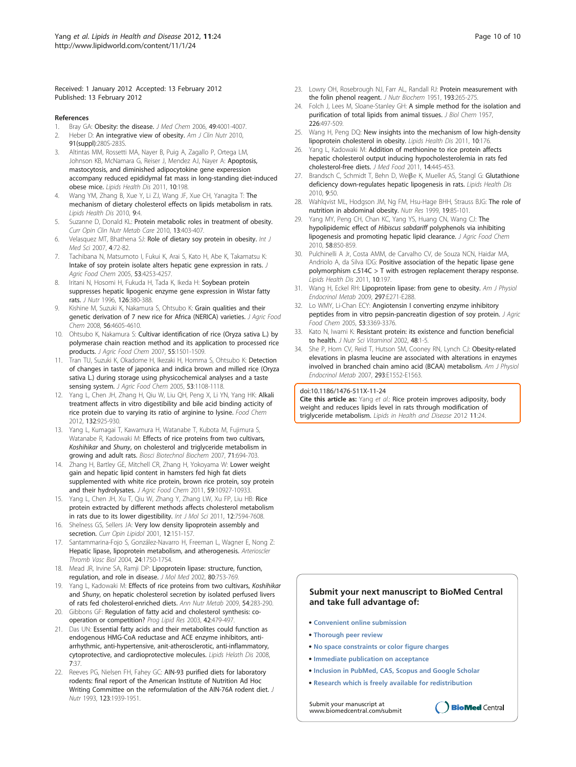Received: 1 January 2012 Accepted: 13 February 2012
Published: 13 February 2012

## References

1. Bray GA: **Obesity: the disease.** *J Med Chem* 2006, **49**:4001-4007.
2. Heber D: **An integrative view of obesity.** *Am J Clin Nutr* 2010, **91(suppl)**:280S-283S.
3. Altintas MM, Rossetti MA, Nayer B, Puig A, Zagallo P, Ortega LM, Johnson KB, McNamara G, Reiser J, Mendez AJ, Nayer A: **Apoptosis, mastocytosis, and diminished adipocytokine gene experession accompany reduced epididymal fat mass in long-standing diet-induced obese mice.** *Lipids Health Dis* 2011, **10**:198.
4. Wang YM, Zhang B, Xue Y, Li ZJ, Wang JF, Xue CH, Yanagita T: **The mechanism of dietary cholesterol effects on lipids metabolism in rats.** *Lipids Health Dis* 2010, **9**:4.
5. Suzanne D, Donald KL: **Protein metabolic roles in treatment of obesity.** *Curr Opin Clin Nutr Metab Care* 2010, **13**:403-407.
6. Velasquez MT, Bhathena SJ: **Role of dietary soy protein in obesity.** *Int J Med Sci* 2007, **4**:72-82.
7. Tachibana N, Matsumoto I, Fukui K, Arai S, Kato H, Abe K, Takamatsu K: **Intake of soy protein isolate alters hepatic gene expression in rats.** *J Agric Food Chem* 2005, **53**:4253-4257.
8. Iritani N, Hosomi H, Fukuda H, Tada K, Ikeda H: **Soybean protein suppresses hepatic lipogenic enzyme gene expression in Wistar fatty rats.** *J Nutr* 1996, **126**:380-388.
9. Kishine M, Suzuki K, Nakamura S, Ohtsubo K: **Grain qualities and their genetic derivation of 7 new rice for Africa (NERICA) varieties.** *J Agric Food Chem* 2008, **56**:4605-4610.
10. Ohtsubo K, Nakamura S: **Cultivar identification of rice (Oryza sativa L.) by polymerase chain reaction method and its application to processed rice products.** *J Agric Food Chem* 2007, **55**:1501-1509.
11. Tran TU, Suzuki K, Okadome H, Ikezaki H, Homma S, Ohtsubo K: **Detection of changes in taste of japonica and indica brown and milled rice (Oryza sativa L.) during storage using physicochemical analyses and a taste sensing system.** *J Agric Food Chem* 2005, **53**:1108-1118.
12. Yang L, Chen JH, Zhang H, Qiu W, Liu QH, Peng X, Li YN, Yang HK: **Alkali treatment affects in vitro digestibility and bile acid binding acticity of rice protein due to varying its ratio of arginine to lysine.** *Food Chem* 2012, **132**:925-930.
13. Yang L, Kumagai T, Kawamura H, Watanabe T, Kubota M, Fujimura S, Watanabe R, Kadowaki M: **Effects of rice proteins from two cultivars, *Koshihikar* and *Shuny*, on cholesterol and triglyceride metabolism in growing and adult rats.** *Biosci Biotechnol Biochem* 2007, **71**:694-703.
14. Zhang H, Bartley GE, Mitchell CR, Zhang H, Yokoyama W: **Lower weight gain and hepatic lipid content in hamsters fed high fat diets supplemented with white rice protein, brown rice protein, soy protein and their hydrolysates.** *J Agric Food Chem* 2011, **59**:10927-10933.
15. Yang L, Chen JH, Xu T, Qiu W, Zhang Y, Zhang LW, Xu FP, Liu HB: **Rice protein extracted by different methods affects cholesterol metabolism in rats due to its lower digestibility.** *Int J Mol Sci* 2011, **12**:7594-7608.
16. Shelness GS, Sellers JA: **Very low density lipoprotein assembly and secretion.** *Curr Opin Lipidol* 2001, **12**:151-157.
17. Santammarina-Fojo S, González-Navarro H, Freeman L, Wagner E, Nong Z: **Hepatic lipase, lipoprotein metabolism, and atherogenesis.** *Arterioscler Thromb Vasc Biol* 2004, **24**:1750-1754.
18. Mead JR, Irvine SA, Ramji DP: **Lipoprotein lipase: structure, function, regulation, and role in disease.** *J Mol Med* 2002, **80**:753-769.
19. Yang L, Kadowaki M: **Effects of rice proteins from two cultivars, *Koshihikar* and *Shuny*, on hepatic cholesterol secretion by isolated perfused livers of rats fed cholesterol-enriched diets.** *Ann Nutr Metab* 2009, **54**:283-290.
20. Gibbons GF: **Regulation of fatty acid and cholesterol synthesis: co-operation or competition?** *Prog Lipid Res* 2003, **42**:479-497.
21. Das UN: **Essential fatty acids and their metabolites could function as endogenous HMG-CoA reductase and ACE enzyme inhibitors, anti-arrhythmic, anti-hypertensive, anti-atherosclerotic, anti-inflammatory, cytoprotective, and cardioprotective molecules.** *Lipids Helath Dis* 2008, **7**:37.
22. Reeves PG, Nielsen FH, Fahey GC: **AIN-93 purified diets for laboratory rodents: final report of the American Institute of Nutrition Ad Hoc Writing Committee on the reformulation of the AIN-76A rodent diet.** *J Nutr* 1993, **123**:1939-1951.
23. Lowry OH, Rosebrough NJ, Farr AL, Randall RJ: **Protein measurement with the folin phenol reagent.** *J Nutr Biochem* 1951, **193**:265-275.
24. Folch J, Lees M, Sloane-Stanley GH: **A simple method for the isolation and purification of total lipids from animal tissues.** *J Biol Chem* 1957, **226**:497-509.
25. Wang H, Peng DQ: **New insights into the mechanism of low high-density lipoprotein cholesterol in obesity.** *Lipids Health Dis* 2011, **10**:176.
26. Yang L, Kadowaki M: **Addition of methionine to rice protein affects hepatic cholesterol output inducing hypocholesterolemia in rats fed cholesterol-free diets.** *J Med Food* 2011, **14**:445-453.
27. Brandsch C, Schmidt T, Behn D, Weiβe K, Mueller AS, Stangl G: **Glutathione deficiency down-regulates hepatic lipogenesis in rats.** *Lipids Health Dis* 2010, **9**:50.
28. Wahlqvist ML, Hodgson JM, Ng FM, Hsu-Hage BHH, Strauss BJG: **The role of nutrition in abdominal obesity.** *Nutr Res* 1999, **19**:85-101.
29. Yang MY, Peng CH, Chan KC, Yang YS, Huang CN, Wang CJ: **The hypolipidemic effect of *Hibiscus sabdariff* polyphenols via inhibiting lipogenesis and promoting hepatic lipid clearance.** *J Agric Food Chem* 2010, **58**:850-859.
30. Pulchinelli A Jr, Costa AMM, de Carvalho CV, de Souza NCN, Haidar MA, Andriolo A, da Silva IDG: **Positive association of the hepatic lipase gene polymorphism c.514C > T with estrogen replacement therapy response.** *Lipids Health Dis* 2011, **10**:197.
31. Wang H, Eckel RH: **Lipoprotein lipase: from gene to obesity.** *Am J Physiol Endocrinol Metab* 2009, **297**:E271-E288.
32. Lo WMY, Li-Chan ECY: **Angiotensin I converting enzyme inhibitory peptides from in vitro pepsin-pancreatin digestion of soy protein.** *J Agric Food Chem* 2005, **53**:3369-3376.
33. Kato N, Iwami K: **Resistant protein: its existence and function beneficial to health.** *J Nutr Sci Vitaminol* 2002, **48**:1-5.
34. She P, Horn CV, Reid T, Hutson SM, Cooney RN, Lynch CJ: **Obesity-related elevations in plasma leucine are associated with alterations in enzymes involved in branched chain amino acid (BCAA) metabolism.** *Am J Physiol Endocrinol Metab* 2007, **293**:E1552-E1563.

doi:10.1186/1476-511X-11-24
**Cite this article as:** Yang *et al.*: Rice protein improves adiposity, body weight and reduces lipids level in rats through modification of triglyceride metabolism. *Lipids in Health and Disease* 2012 **11**:24.

**Submit your next manuscript to BioMed Central and take full advantage of:**

- Convenient online submission
- Thorough peer review
- No space constraints or color figure charges
- Immediate publication on acceptance
- Inclusion in PubMed, CAS, Scopus and Google Scholar
- Research which is freely available for redistribution

Submit your manuscript at
www.biomedcentral.com/submit

BioMed Central